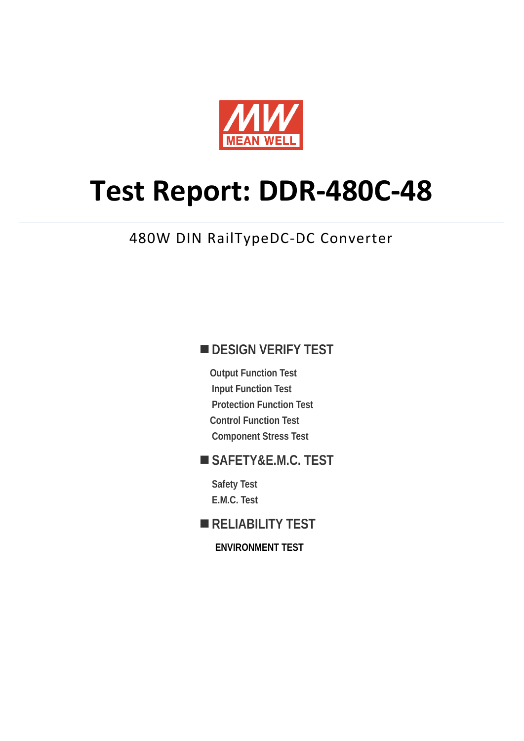# Test Report: DDR-480C-48

480W DIN RailTypeDC-DC Converter

## ■ DESIGN VERIFY TEST

- Output Function Test
- Input Function Test
- Protection Function Test
- Control Function Test
- Component Stress Test

## ■ SAFETY&E.M.C. TEST

- Safety Test
- E.M.C. Test

## ■ RELIABILITY TEST

- ENVIRONMENT TEST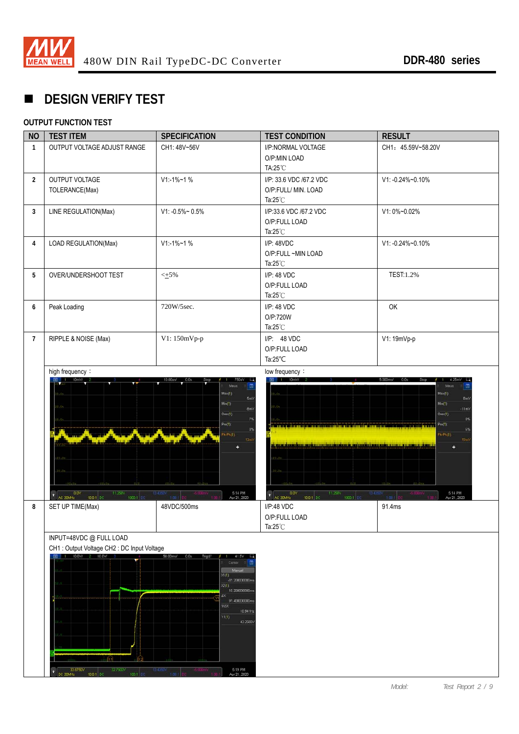## DESIGN VERIFY TEST

### OUTPUT FUNCTION TEST

| NO | TEST ITEM | SPECIFICATION | TEST CONDITION | RESULT |
|---|---|---|---|---|
| 1 | OUTPUT VOLTAGE ADJUST RANGE | CH1: 48V~56V | I/P:NORMAL VOLTAGE<br>O/P:MIN LOAD<br>TA:25℃ | CH1：45.59V~58.20V |
| 2 | OUTPUT VOLTAGE TOLERANCE(Max) | V1:-1%~1 % | I/P: 33.6 VDC /67.2 VDC<br>O/P:FULL/ MIN. LOAD<br>Ta:25℃ | V1: -0.24%~0.10% |
| 3 | LINE REGULATION(Max) | V1: -0.5%~ 0.5% | I/P:33.6 VDC /67.2 VDC<br>O/P:FULL LOAD<br>Ta:25℃ | V1: 0%~0.02% |
| 4 | LOAD REGULATION(Max) | V1:-1%~1 % | I/P: 48VDC<br>O/P:FULL ~MIN LOAD<br>Ta:25℃ | V1: -0.24%~0.10% |
| 5 | OVER/UNDERSHOOT TEST | <±5% | I/P: 48 VDC<br>O/P:FULL LOAD<br>Ta:25℃ | TEST:1.2% |
| 6 | Peak Loading | 720W/5sec. | I/P: 48 VDC<br>O/P:720W<br>Ta:25℃ | OK |
| 7 | RIPPLE & NOISE (Max) | V1: 150mVp-p | I/P: 48 VDC<br>O/P:FULL LOAD<br>Ta:25℃ | V1: 19mVp-p |
| | high frequency： | | low frequency： | |
| 8 | SET UP TIME(Max) | 48VDC/500ms | I/P:48 VDC<br>O/P:FULL LOAD<br>Ta:25℃ | 91.4ms |
| | INPUT=48VDC @ FULL LOAD<br>CH1 : Output Voltage CH2 : DC Input Voltage | | | |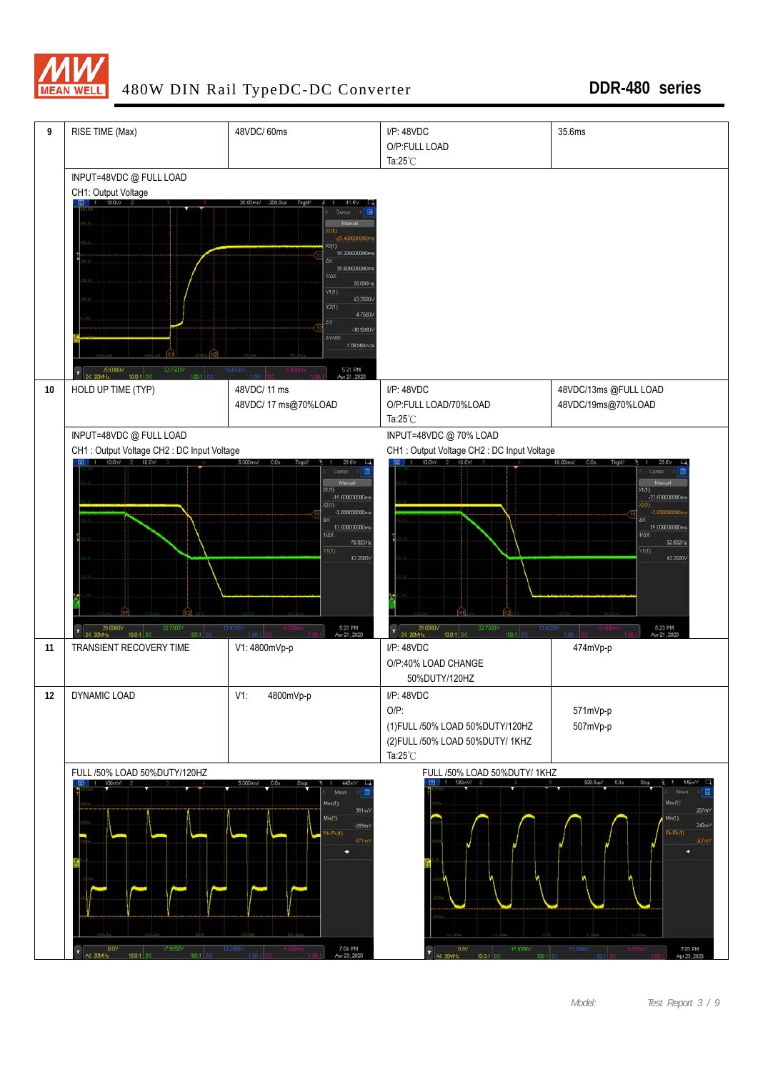# 480W DIN Rail TypeDC-DC Converter — DDR-480 series

| No. | Item | Spec | Test Condition | Result |
|---|---|---|---|---|
| 9 | RISE TIME (Max) | 48VDC/ 60ms | I/P: 48VDC<br>O/P:FULL LOAD<br>Ta:25℃ | 35.6ms |
| | INPUT=48VDC @ FULL LOAD<br>CH1: Output Voltage | | | |
| 10 | HOLD UP TIME (TYP) | 48VDC/ 11 ms<br>48VDC/ 17 ms@70%LOAD | I/P: 48VDC<br>O/P:FULL LOAD/70%LOAD<br>Ta:25℃ | 48VDC/13ms @FULL LOAD<br>48VDC/19ms@70%LOAD |
| | INPUT=48VDC @ FULL LOAD<br>CH1 : Output Voltage CH2 : DC Input Voltage | | INPUT=48VDC @ 70% LOAD<br>CH1 : Output Voltage CH2 : DC Input Voltage | |
| 11 | TRANSIENT RECOVERY TIME | V1: 4800mVp-p | I/P: 48VDC<br>O/P:40% LOAD CHANGE<br>50%DUTY/120HZ | 474mVp-p |
| 12 | DYNAMIC LOAD | V1: 4800mVp-p | I/P: 48VDC<br>O/P:<br>(1)FULL /50% LOAD 50%DUTY/120HZ<br>(2)FULL /50% LOAD 50%DUTY/ 1KHZ<br>Ta:25℃ | 571mVp-p<br>507mVp-p |
| | FULL /50% LOAD 50%DUTY/120HZ | | FULL /50% LOAD 50%DUTY/ 1KHZ | |

Model: Test Report 3 / 9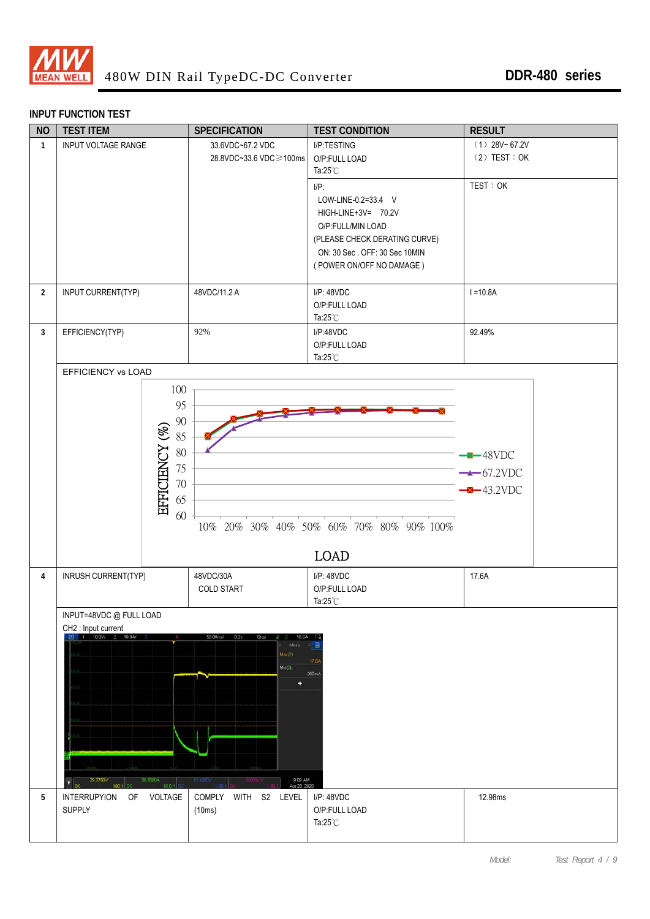## INPUT FUNCTION TEST

| NO | TEST ITEM | SPECIFICATION | TEST CONDITION | RESULT |
|---|---|---|---|---|
| 1 | INPUT VOLTAGE RANGE | 33.6VDC~67.2 VDC<br>28.8VDC~33.6 VDC≥100ms | I/P:TESTING<br>O/P:FULL LOAD<br>Ta:25℃ | （1）28V~ 67.2V<br>（2）TEST：OK |
| | | | I/P:<br>LOW-LINE-0.2=33.4 V<br>HIGH-LINE+3V= 70.2V<br>O/P:FULL/MIN LOAD<br>(PLEASE CHECK DERATING CURVE)<br>ON: 30 Sec . OFF: 30 Sec 10MIN<br>( POWER ON/OFF NO DAMAGE ) | TEST：OK |
| 2 | INPUT CURRENT(TYP) | 48VDC/11.2 A | I/P: 48VDC<br>O/P:FULL LOAD<br>Ta:25℃ | I =10.8A |
| 3 | EFFICIENCY(TYP) | 92% | I/P:48VDC<br>O/P:FULL LOAD<br>Ta:25℃ | 92.49% |
| | EFFICIENCY vs LOAD | | | |
| 4 | INRUSH CURRENT(TYP) | 48VDC/30A<br>COLD START | I/P: 48VDC<br>O/P:FULL LOAD<br>Ta:25℃ | 17.6A |
| | INPUT=48VDC @ FULL LOAD<br>CH2 : Input current | | | |
| 5 | INTERRUPYION OF VOLTAGE SUPPLY | COMPLY WITH S2 LEVEL (10ms) | I/P: 48VDC<br>O/P:FULL LOAD<br>Ta:25℃ | 12.98ms |

EFFICIENCY vs LOAD

EFFICIENCY (%) vs LOAD (10%–100%); curves: 48VDC, 67.2VDC, 43.2VDC

INPUT=48VDC @ FULL LOAD

CH2 : Input current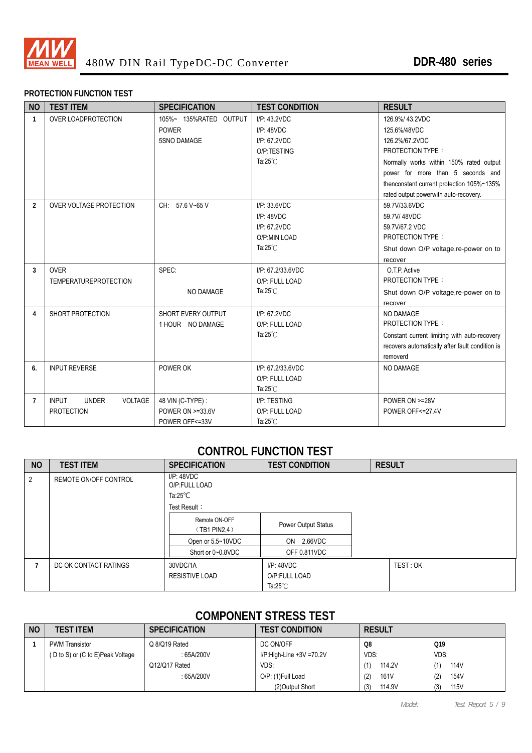## PROTECTION FUNCTION TEST

| NO | TEST ITEM | SPECIFICATION | TEST CONDITION | RESULT |
|---|---|---|---|---|
| 1 | OVER LOADPROTECTION | 105%~ 135%RATED OUTPUT POWER<br>5SNO DAMAGE | I/P: 43.2VDC<br>I/P: 48VDC<br>I/P: 67.2VDC<br>O/P:TESTING<br>Ta:25℃ | 126.9%/ 43.2VDC<br>125.6%/48VDC<br>126.2%/67.2VDC<br>PROTECTION TYPE：<br>Normally works within 150% rated output power for more than 5 seconds and thenconstant current protection 105%~135% rated output powerwith auto-recovery. |
| 2 | OVER VOLTAGE PROTECTION | CH: 57.6 V~65 V | I/P: 33.6VDC<br>I/P: 48VDC<br>I/P: 67.2VDC<br>O/P:MIN LOAD<br>Ta:25℃ | 59.7V/33.6VDC<br>59.7V/ 48VDC<br>59.7V/67.2 VDC<br>PROTECTION TYPE：<br>Shut down O/P voltage,re-power on to recover |
| 3 | OVER TEMPERATUREPROTECTION | SPEC:<br>NO DAMAGE | I/P: 67.2/33.6VDC<br>O/P: FULL LOAD<br>Ta:25℃ | O.T.P. Active<br>PROTECTION TYPE：<br>Shut down O/P voltage,re-power on to recover |
| 4 | SHORT PROTECTION | SHORT EVERY OUTPUT<br>1 HOUR NO DAMAGE | I/P: 67.2VDC<br>O/P: FULL LOAD<br>Ta:25℃ | NO DAMAGE<br>PROTECTION TYPE：<br>Constant current limiting with auto-recovery recovers automatically after fault condition is removerd |
| 6. | INPUT REVERSE | POWER OK | I/P: 67.2/33.6VDC<br>O/P: FULL LOAD<br>Ta:25℃ | NO DAMAGE |
| 7 | INPUT UNDER VOLTAGE PROTECTION | 48 VIN (C-TYPE)：<br>POWER ON >=33.6V<br>POWER OFF<=33V | I/P: TESTING<br>O/P: FULL LOAD<br>Ta:25℃ | POWER ON >=28V<br>POWER OFF<=27.4V |

## CONTROL FUNCTION TEST

| NO | TEST ITEM | SPECIFICATION | TEST CONDITION | RESULT |
|---|---|---|---|---|
| 2 | REMOTE ON/OFF CONTROL | I/P: 48VDC<br>O/P:FULL LOAD<br>Ta:25℃<br>Test Result：<br>Remote ON-OFF (TB1 PIN2,4) / Power Output Status<br>Open or 5.5~10VDC / ON 2.66VDC<br>Short or 0~0.8VDC / OFF 0.811VDC | | |
| 7 | DC OK CONTACT RATINGS | 30VDC/1A<br>RESISTIVE LOAD | I/P: 48VDC<br>O/P:FULL LOAD<br>Ta:25℃ | TEST : OK |

| Remote ON-OFF (TB1 PIN2,4) | Power Output Status |
|---|---|
| Open or 5.5~10VDC | ON 2.66VDC |
| Short or 0~0.8VDC | OFF 0.811VDC |

## COMPONENT STRESS TEST

| NO | TEST ITEM | SPECIFICATION | TEST CONDITION | RESULT |
|---|---|---|---|---|
| 1 | PWM Transistor<br>( D to S) or (C to E)Peak Voltage | Q 8/Q19 Rated<br>: 65A/200V<br>Q12/Q17 Rated<br>: 65A/200V | DC ON/OFF<br>I/P:High-Line +3V =70.2V<br>VDS:<br>O/P: (1)Full Load<br>(2)Output Short | **Q8**<br>VDS:<br>(1) 114.2V<br>(2) 161V<br>(3) 114.9V<br><br>**Q19**<br>VDS:<br>(1) 114V<br>(2) 154V<br>(3) 115V |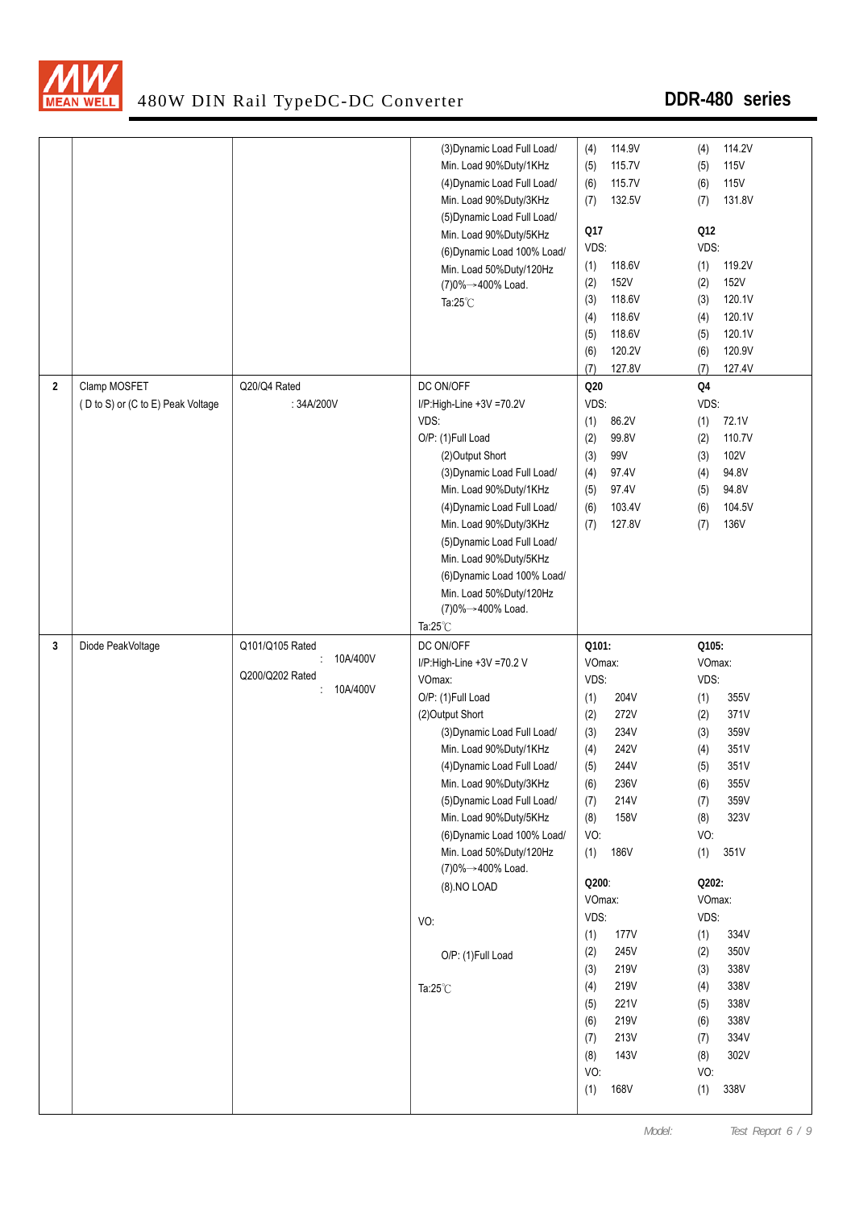| | | | | | |
|---|---|---|---|---|---|
| | | | (3)Dynamic Load Full Load/ Min. Load 90%Duty/1KHz<br>(4)Dynamic Load Full Load/ Min. Load 90%Duty/3KHz<br>(5)Dynamic Load Full Load/ Min. Load 90%Duty/5KHz<br>(6)Dynamic Load 100% Load/ Min. Load 50%Duty/120Hz<br>(7)0%→400% Load.<br>Ta:25℃ | (4) 114.9V<br>(5) 115.7V<br>(6) 115.7V<br>(7) 132.5V<br>**Q17**<br>VDS:<br>(1) 118.6V<br>(2) 152V<br>(3) 118.6V<br>(4) 118.6V<br>(5) 118.6V<br>(6) 120.2V<br>(7) 127.8V | (4) 114.2V<br>(5) 115V<br>(6) 115V<br>(7) 131.8V<br>**Q12**<br>VDS:<br>(1) 119.2V<br>(2) 152V<br>(3) 120.1V<br>(4) 120.1V<br>(5) 120.1V<br>(6) 120.9V<br>(7) 127.4V |
| **2** | Clamp MOSFET<br>( D to S) or (C to E) Peak Voltage | Q20/Q4 Rated<br>: 34A/200V | DC ON/OFF<br>I/P:High-Line +3V =70.2V<br>VDS:<br>O/P: (1)Full Load<br>(2)Output Short<br>(3)Dynamic Load Full Load/ Min. Load 90%Duty/1KHz<br>(4)Dynamic Load Full Load/ Min. Load 90%Duty/3KHz<br>(5)Dynamic Load Full Load/ Min. Load 90%Duty/5KHz<br>(6)Dynamic Load 100% Load/ Min. Load 50%Duty/120Hz<br>(7)0%→400% Load.<br>Ta:25℃ | **Q20**<br>VDS:<br>(1) 86.2V<br>(2) 99.8V<br>(3) 99V<br>(4) 97.4V<br>(5) 97.4V<br>(6) 103.4V<br>(7) 127.8V | **Q4**<br>VDS:<br>(1) 72.1V<br>(2) 110.7V<br>(3) 102V<br>(4) 94.8V<br>(5) 94.8V<br>(6) 104.5V<br>(7) 136V |
| **3** | Diode PeakVoltage | Q101/Q105 Rated<br>: 10A/400V<br>Q200/Q202 Rated<br>: 10A/400V | DC ON/OFF<br>I/P:High-Line +3V =70.2 V<br>VOmax:<br>O/P: (1)Full Load<br>(2)Output Short<br>(3)Dynamic Load Full Load/ Min. Load 90%Duty/1KHz<br>(4)Dynamic Load Full Load/ Min. Load 90%Duty/3KHz<br>(5)Dynamic Load Full Load/ Min. Load 90%Duty/5KHz<br>(6)Dynamic Load 100% Load/ Min. Load 50%Duty/120Hz<br>(7)0%→400% Load.<br>(8).NO LOAD<br>VO:<br>O/P: (1)Full Load<br>Ta:25℃ | **Q101:**<br>VOmax:<br>VDS:<br>(1) 204V<br>(2) 272V<br>(3) 234V<br>(4) 242V<br>(5) 244V<br>(6) 236V<br>(7) 214V<br>(8) 158V<br>VO:<br>(1) 186V<br>**Q200**:<br>VOmax:<br>VDS:<br>(1) 177V<br>(2) 245V<br>(3) 219V<br>(4) 219V<br>(5) 221V<br>(6) 219V<br>(7) 213V<br>(8) 143V<br>VO:<br>(1) 168V | **Q105:**<br>VOmax:<br>VDS:<br>(1) 355V<br>(2) 371V<br>(3) 359V<br>(4) 351V<br>(5) 351V<br>(6) 355V<br>(7) 359V<br>(8) 323V<br>VO:<br>(1) 351V<br>**Q202:**<br>VOmax:<br>VDS:<br>(1) 334V<br>(2) 350V<br>(3) 338V<br>(4) 338V<br>(5) 338V<br>(6) 338V<br>(7) 334V<br>(8) 302V<br>VO:<br>(1) 338V |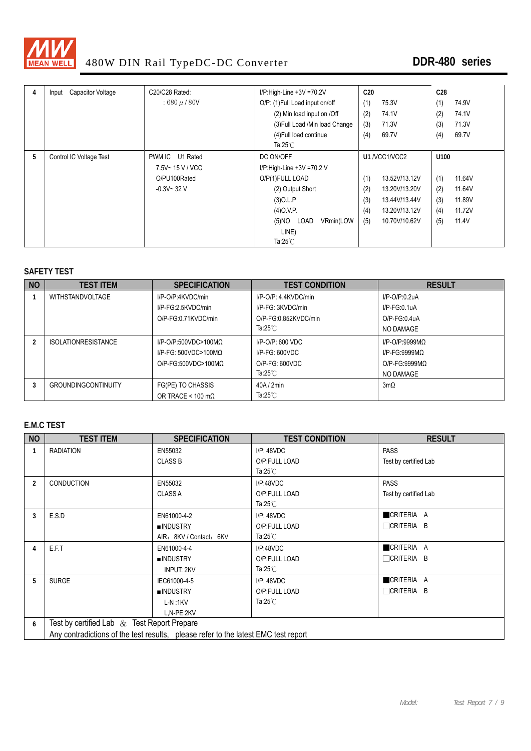| 4 | Input Capacitor Voltage | C20/C28 Rated: : 680 μ / 80V | I/P:High-Line +3V =70.2V<br>O/P: (1)Full Load input on/off<br>(2) Min load input on /Off<br>(3)Full Load /Min load Change<br>(4)Full load continue<br>Ta:25℃ | **C20**<br>(1) 75.3V<br>(2) 74.1V<br>(3) 71.3V<br>(4) 69.7V | **C28**<br>(1) 74.9V<br>(2) 74.1V<br>(3) 71.3V<br>(4) 69.7V |
|---|---|---|---|---|---|
| 5 | Control IC Voltage Test | PWM IC U1 Rated<br>7.5V~ 15 V / VCC<br>O/PU100Rated<br>-0.3V~ 32 V | DC ON/OFF<br>I/P:High-Line +3V =70.2 V<br>O/P(1)FULL LOAD<br>(2) Output Short<br>(3)O.L.P<br>(4)O.V.P.<br>(5)NO LOAD VRmin(LOW LINE)<br>Ta:25℃ | **U1** /VCC1/VCC2<br>(1) 13.52V/13.12V<br>(2) 13.20V/13.20V<br>(3) 13.44V/13.44V<br>(4) 13.20V/13.12V<br>(5) 10.70V/10.62V | **U100**<br>(1) 11.64V<br>(2) 11.64V<br>(3) 11.89V<br>(4) 11.72V<br>(5) 11.4V |

## SAFETY TEST

| NO | TEST ITEM | SPECIFICATION | TEST CONDITION | RESULT |
|---|---|---|---|---|
| 1 | WITHSTANDVOLTAGE | I/P-O/P:4KVDC/min<br>I/P-FG:2.5KVDC/min<br>O/P-FG:0.71KVDC/min | I/P-O/P: 4.4KVDC/min<br>I/P-FG: 3KVDC/min<br>O/P-FG:0.852KVDC/min<br>Ta:25℃ | I/P-O/P:0.2uA<br>I/P-FG:0.1uA<br>O/P-FG:0.4uA<br>NO DAMAGE |
| 2 | ISOLATIONRESISTANCE | I/P-O/P:500VDC>100MΩ<br>I/P-FG: 500VDC>100MΩ<br>O/P-FG:500VDC>100MΩ | I/P-O/P: 600 VDC<br>I/P-FG: 600VDC<br>O/P-FG: 600VDC<br>Ta:25℃ | I/P-O/P:9999MΩ<br>I/P-FG:9999MΩ<br>O/P-FG:9999MΩ<br>NO DAMAGE |
| 3 | GROUNDINGCONTINUITY | FG(PE) TO CHASSIS<br>OR TRACE < 100 mΩ | 40A / 2min<br>Ta:25℃ | 3mΩ |

## E.M.C TEST

| NO | TEST ITEM | SPECIFICATION | TEST CONDITION | RESULT |
|---|---|---|---|---|
| 1 | RADIATION | EN55032<br>CLASS B | I/P: 48VDC<br>O/P:FULL LOAD<br>Ta:25℃ | PASS<br>Test by certified Lab |
| 2 | CONDUCTION | EN55032<br>CLASS A | I/P:48VDC<br>O/P:FULL LOAD<br>Ta:25℃ | PASS<br>Test by certified Lab |
| 3 | E.S.D | EN61000-4-2<br>■INDUSTRY<br>AIR：8KV / Contact：6KV | I/P: 48VDC<br>O/P:FULL LOAD<br>Ta:25℃ | ■CRITERIA A<br>□CRITERIA B |
| 4 | E.F.T | EN61000-4-4<br>■INDUSTRY<br>INPUT: 2KV | I/P:48VDC<br>O/P:FULL LOAD<br>Ta:25℃ | ■CRITERIA A<br>□CRITERIA B |
| 5 | SURGE | IEC61000-4-5<br>■INDUSTRY<br>L-N :1KV<br>L,N-PE:2KV | I/P: 48VDC<br>O/P:FULL LOAD<br>Ta:25℃ | ■CRITERIA A<br>□CRITERIA B |
| 6 | Test by certified Lab & Test Report Prepare<br>Any contradictions of the test results, please refer to the latest EMC test report | | | |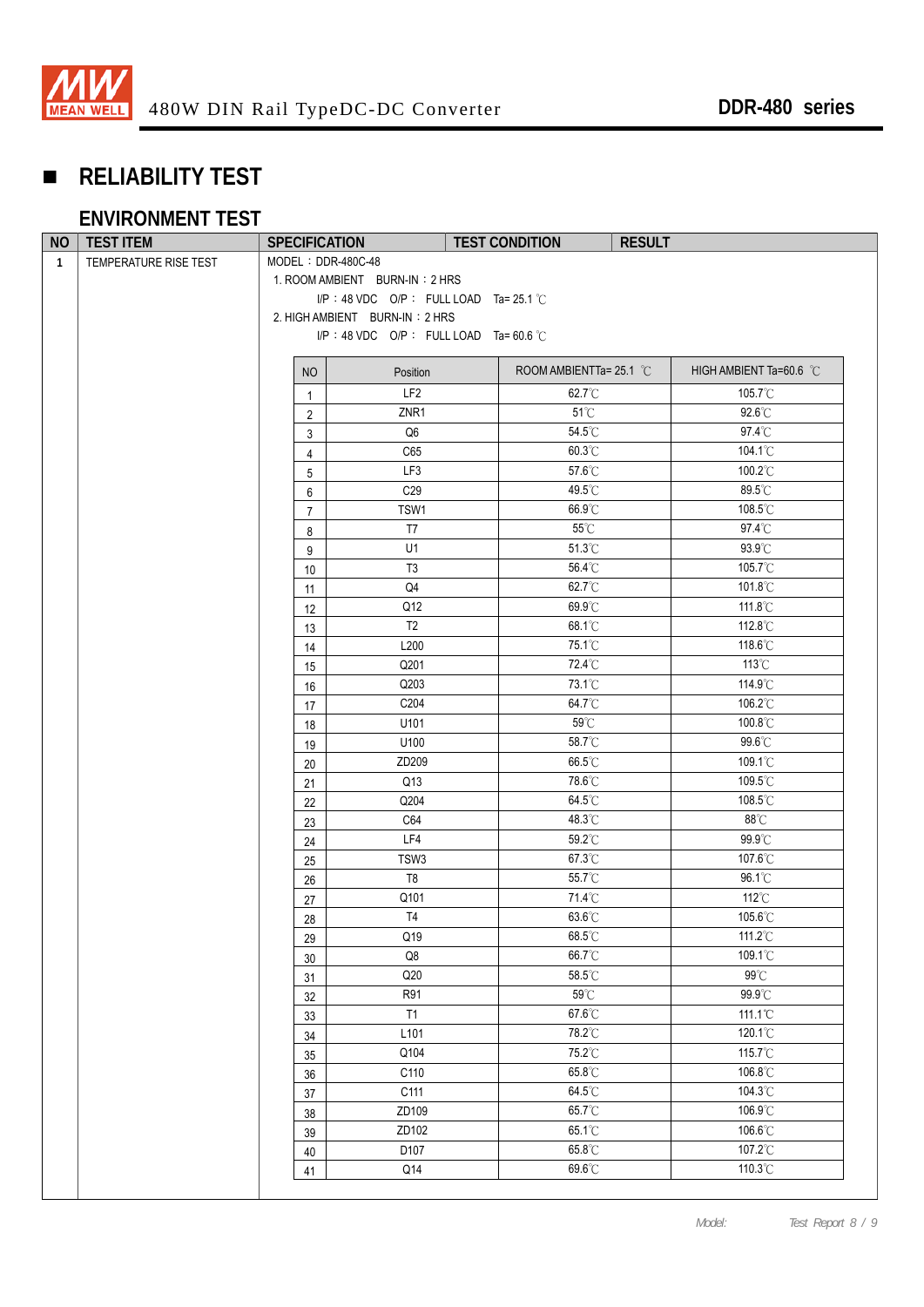## ■ RELIABILITY TEST

### ENVIRONMENT TEST

| NO | TEST ITEM | SPECIFICATION | TEST CONDITION | RESULT |
|---|---|---|---|---|
| 1 | TEMPERATURE RISE TEST | MODEL：DDR-480C-48<br>1. ROOM AMBIENT BURN-IN：2 HRS<br>I/P：48 VDC O/P： FULL LOAD Ta= 25.1 ℃<br>2. HIGH AMBIENT BURN-IN：2 HRS<br>I/P：48 VDC O/P： FULL LOAD Ta= 60.6 ℃ | | |

| NO | Position | ROOM AMBIENTTa= 25.1 ℃ | HIGH AMBIENT Ta=60.6 ℃ |
|---|---|---|---|
| 1 | LF2 | 62.7℃ | 105.7℃ |
| 2 | ZNR1 | 51℃ | 92.6℃ |
| 3 | Q6 | 54.5℃ | 97.4℃ |
| 4 | C65 | 60.3℃ | 104.1℃ |
| 5 | LF3 | 57.6℃ | 100.2℃ |
| 6 | C29 | 49.5℃ | 89.5℃ |
| 7 | TSW1 | 66.9℃ | 108.5℃ |
| 8 | T7 | 55℃ | 97.4℃ |
| 9 | U1 | 51.3℃ | 93.9℃ |
| 10 | T3 | 56.4℃ | 105.7℃ |
| 11 | Q4 | 62.7℃ | 101.8℃ |
| 12 | Q12 | 69.9℃ | 111.8℃ |
| 13 | T2 | 68.1℃ | 112.8℃ |
| 14 | L200 | 75.1℃ | 118.6℃ |
| 15 | Q201 | 72.4℃ | 113℃ |
| 16 | Q203 | 73.1℃ | 114.9℃ |
| 17 | C204 | 64.7℃ | 106.2℃ |
| 18 | U101 | 59℃ | 100.8℃ |
| 19 | U100 | 58.7℃ | 99.6℃ |
| 20 | ZD209 | 66.5℃ | 109.1℃ |
| 21 | Q13 | 78.6℃ | 109.5℃ |
| 22 | Q204 | 64.5℃ | 108.5℃ |
| 23 | C64 | 48.3℃ | 88℃ |
| 24 | LF4 | 59.2℃ | 99.9℃ |
| 25 | TSW3 | 67.3℃ | 107.6℃ |
| 26 | T8 | 55.7℃ | 96.1℃ |
| 27 | Q101 | 71.4℃ | 112℃ |
| 28 | T4 | 63.6℃ | 105.6℃ |
| 29 | Q19 | 68.5℃ | 111.2℃ |
| 30 | Q8 | 66.7℃ | 109.1℃ |
| 31 | Q20 | 58.5℃ | 99℃ |
| 32 | R91 | 59℃ | 99.9℃ |
| 33 | T1 | 67.6℃ | 111.1℃ |
| 34 | L101 | 78.2℃ | 120.1℃ |
| 35 | Q104 | 75.2℃ | 115.7℃ |
| 36 | C110 | 65.8℃ | 106.8℃ |
| 37 | C111 | 64.5℃ | 104.3℃ |
| 38 | ZD109 | 65.7℃ | 106.9℃ |
| 39 | ZD102 | 65.1℃ | 106.6℃ |
| 40 | D107 | 65.8℃ | 107.2℃ |
| 41 | Q14 | 69.6℃ | 110.3℃ |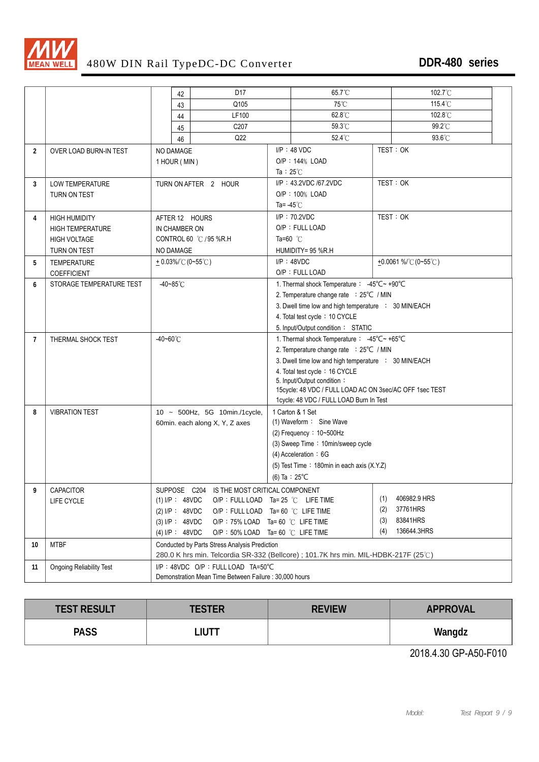480W DIN Rail TypeDC-DC Converter **DDR-480 series**

| | | | | | |
|---|---|---|---|---|---|
| | | 42 | D17 | 65.7℃ | 102.7℃ |
| | | 43 | Q105 | 75℃ | 115.4℃ |
| | | 44 | LF100 | 62.8℃ | 102.8℃ |
| | | 45 | C207 | 59.3℃ | 99.2℃ |
| | | 46 | Q22 | 52.4℃ | 93.6℃ |

| | | | | |
|---|---|---|---|---|
| 2 | OVER LOAD BURN-IN TEST | NO DAMAGE<br>1 HOUR ( MIN ) | I/P：48 VDC<br>O/P：144% LOAD<br>Ta：25℃ | TEST：OK |
| 3 | LOW TEMPERATURE TURN ON TEST | TURN ON AFTER 2 HOUR | I/P：43.2VDC /67.2VDC<br>O/P：100% LOAD<br>Ta= -45℃ | TEST：OK |
| 4 | HIGH HUMIDITY HIGH TEMPERATURE HIGH VOLTAGE TURN ON TEST | AFTER 12 HOURS IN CHAMBER ON CONTROL 60 ℃ / 95 %R.H NO DAMAGE | I/P：70.2VDC<br>O/P：FULL LOAD<br>Ta=60 ℃<br>HUMIDITY= 95 %R.H | TEST：OK |
| 5 | TEMPERATURE COEFFICIENT | ± 0.03%/℃ (0~55℃) | I/P：48VDC<br>O/P：FULL LOAD | ±0.0061 %/℃ (0~55℃) |
| 6 | STORAGE TEMPERATURE TEST | -40~85℃ | 1. Thermal shock Temperature： -45℃~ +90℃<br>2. Temperature change rate ：25℃ / MIN<br>3. Dwell time low and high temperature ： 30 MIN/EACH<br>4. Total test cycle：10 CYCLE<br>5. Input/Output condition： STATIC | |
| 7 | THERMAL SHOCK TEST | -40~60℃ | 1. Thermal shock Temperature： -45℃~ +65℃<br>2. Temperature change rate ：25℃ / MIN<br>3. Dwell time low and high temperature ： 30 MIN/EACH<br>4. Total test cycle：16 CYCLE<br>5. Input/Output condition：<br>15cycle: 48 VDC / FULL LOAD AC ON 3sec/AC OFF 1sec TEST<br>1cycle: 48 VDC / FULL LOAD Burn In Test | |
| 8 | VIBRATION TEST | 10 ~ 500Hz, 5G 10min./1cycle, 60min. each along X, Y, Z axes | 1 Carton & 1 Set<br>(1) Waveform： Sine Wave<br>(2) Frequency：10~500Hz<br>(3) Sweep Time：10min/sweep cycle<br>(4) Acceleration：6G<br>(5) Test Time：180min in each axis (X.Y.Z)<br>(6) Ta：25℃ | |
| 9 | CAPACITOR LIFE CYCLE | SUPPOSE C204 IS THE MOST CRITICAL COMPONENT<br>(1) I/P： 48VDC O/P：FULL LOAD Ta= 25 ℃ LIFE TIME<br>(2) I/P： 48VDC O/P：FULL LOAD Ta= 60 ℃ LIFE TIME<br>(3) I/P： 48VDC O/P：75% LOAD Ta= 60 ℃ LIFE TIME<br>(4) I/P： 48VDC O/P：50% LOAD Ta= 60 ℃ LIFE TIME | | (1) 406982.9 HRS<br>(2) 37761HRS<br>(3) 83841HRS<br>(4) 136644.3HRS |
| 10 | MTBF | Conducted by Parts Stress Analysis Prediction<br>280.0 K hrs min. Telcordia SR-332 (Bellcore) ; 101.7K hrs min. MIL-HDBK-217F (25℃) | | |
| 11 | Ongoing Reliability Test | I/P：48VDC O/P：FULL LOAD TA=50℃<br>Demonstration Mean Time Between Failure : 30,000 hours | | |

| TEST RESULT | TESTER | REVIEW | APPROVAL |
|---|---|---|---|
| **PASS** | **LIUTT** | | **Wangdz** |

2018.4.30 GP-A50-F010